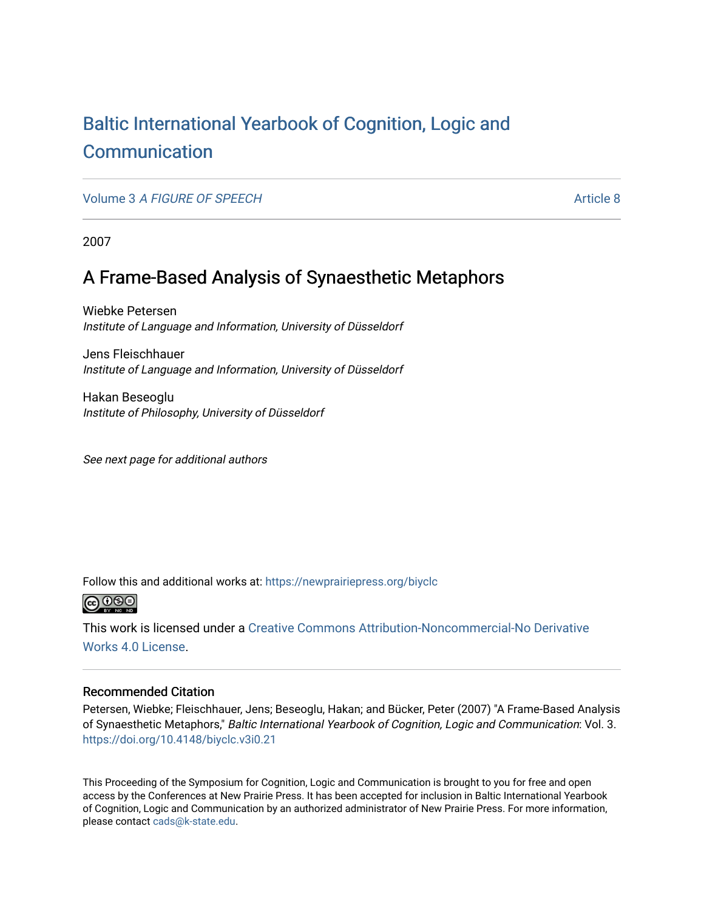# Baltic International Yearbook of Cognition, Logic and Communication

Volume 3 *A FIGURE OF SPEECH* Article 8

2007

## A Frame-Based Analysis of Synaesthetic Metaphors

Wiebke Petersen
*Institute of Language and Information, University of Düsseldorf*

Jens Fleischhauer
*Institute of Language and Information, University of Düsseldorf*

Hakan Beseoglu
*Institute of Philosophy, University of Düsseldorf*

*See next page for additional authors*

Follow this and additional works at: https://newprairiepress.org/biyclc

This work is licensed under a Creative Commons Attribution-Noncommercial-No Derivative Works 4.0 License.

### Recommended Citation

Petersen, Wiebke; Fleischhauer, Jens; Beseoglu, Hakan; and Bücker, Peter (2007) "A Frame-Based Analysis of Synaesthetic Metaphors," *Baltic International Yearbook of Cognition, Logic and Communication*: Vol. 3. https://doi.org/10.4148/biyclc.v3i0.21

This Proceeding of the Symposium for Cognition, Logic and Communication is brought to you for free and open access by the Conferences at New Prairie Press. It has been accepted for inclusion in Baltic International Yearbook of Cognition, Logic and Communication by an authorized administrator of New Prairie Press. For more information, please contact cads@k-state.edu.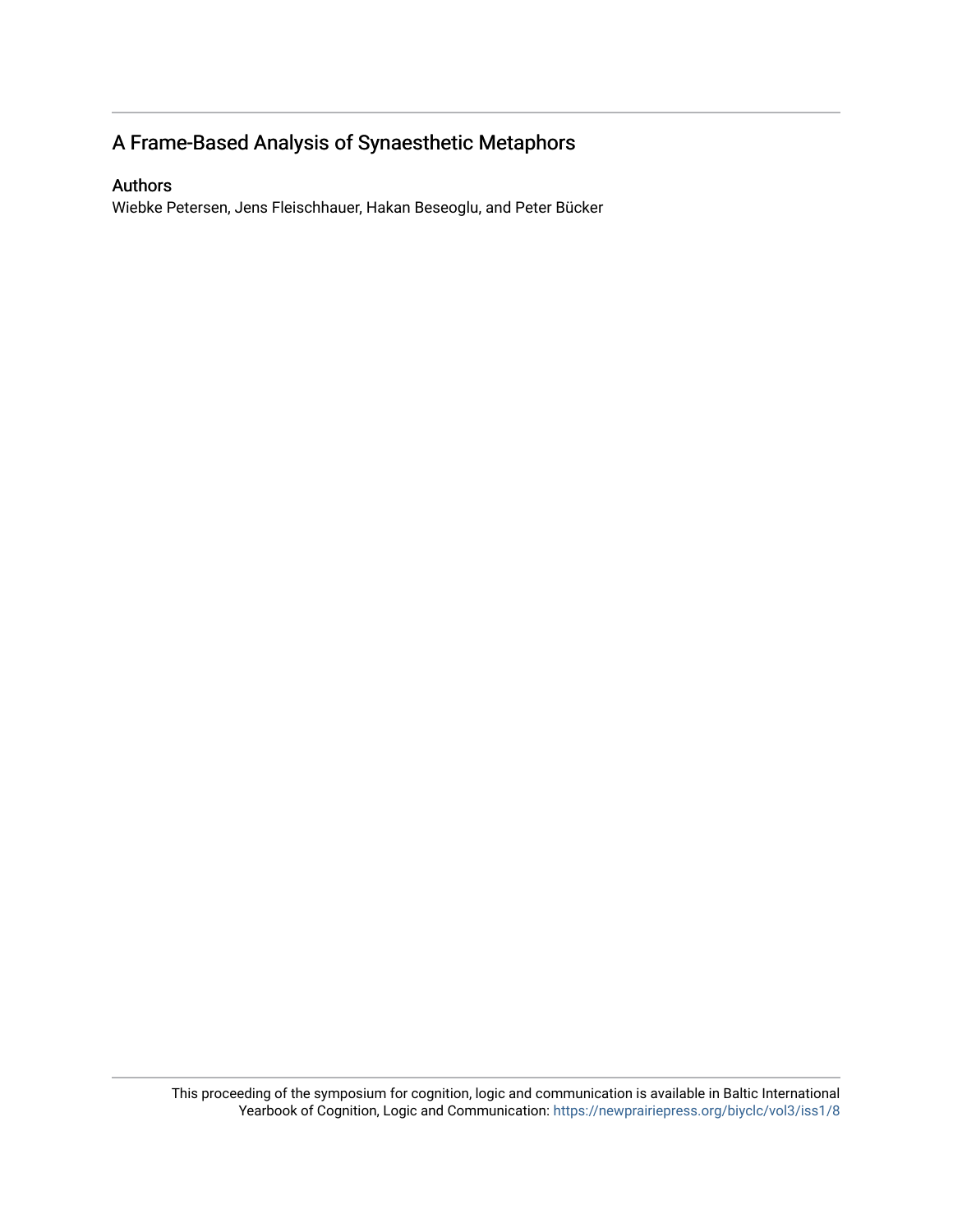# A Frame-Based Analysis of Synaesthetic Metaphors

## Authors

Wiebke Petersen, Jens Fleischhauer, Hakan Beseoglu, and Peter Bücker

This proceeding of the symposium for cognition, logic and communication is available in Baltic International Yearbook of Cognition, Logic and Communication: https://newprairiepress.org/biyclc/vol3/iss1/8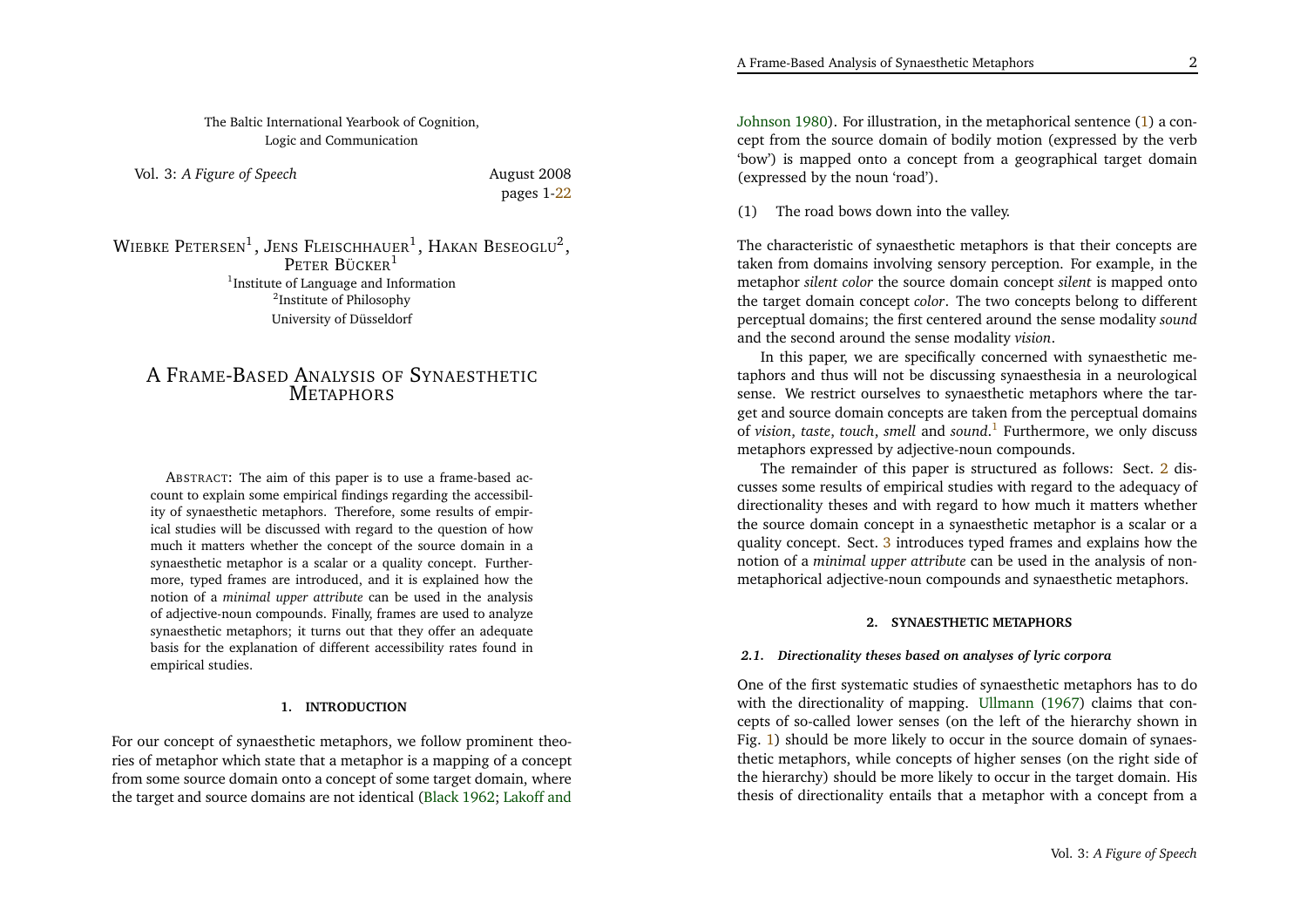The Baltic International Yearbook of Cognition, Logic and Communication

Vol. 3: *A Figure of Speech*

August 2008
pages 1-22

WIEBKE PETERSEN[1], JENS FLEISCHHAUER[1], HAKAN BESEOGLU[2], PETER BÜCKER[1]

[1]Institute of Language and Information
[2]Institute of Philosophy
University of Düsseldorf

# A FRAME-BASED ANALYSIS OF SYNAESTHETIC METAPHORS

ABSTRACT: The aim of this paper is to use a frame-based account to explain some empirical findings regarding the accessibility of synaesthetic metaphors. Therefore, some results of empirical studies will be discussed with regard to the question of how much it matters whether the concept of the source domain in a synaesthetic metaphor is a scalar or a quality concept. Furthermore, typed frames are introduced, and it is explained how the notion of a *minimal upper attribute* can be used in the analysis of adjective-noun compounds. Finally, frames are used to analyze synaesthetic metaphors; it turns out that they offer an adequate basis for the explanation of different accessibility rates found in empirical studies.

## 1. INTRODUCTION

For our concept of synaesthetic metaphors, we follow prominent theories of metaphor which state that a metaphor is a mapping of a concept from some source domain onto a concept of some target domain, where the target and source domains are not identical (Black 1962; Lakoff and Johnson 1980). For illustration, in the metaphorical sentence (1) a concept from the source domain of bodily motion (expressed by the verb 'bow') is mapped onto a concept from a geographical target domain (expressed by the noun 'road').

(1) The road bows down into the valley.

The characteristic of synaesthetic metaphors is that their concepts are taken from domains involving sensory perception. For example, in the metaphor *silent color* the source domain concept *silent* is mapped onto the target domain concept *color*. The two concepts belong to different perceptual domains; the first centered around the sense modality *sound* and the second around the sense modality *vision*.

In this paper, we are specifically concerned with synaesthetic metaphors and thus will not be discussing synaesthesia in a neurological sense. We restrict ourselves to synaesthetic metaphors where the target and source domain concepts are taken from the perceptual domains of *vision*, *taste*, *touch*, *smell* and *sound*.[1] Furthermore, we only discuss metaphors expressed by adjective-noun compounds.

The remainder of this paper is structured as follows: Sect. 2 discusses some results of empirical studies with regard to the adequacy of directionality theses and with regard to how much it matters whether the source domain concept in a synaesthetic metaphor is a scalar or a quality concept. Sect. 3 introduces typed frames and explains how the notion of a *minimal upper attribute* can be used in the analysis of non-metaphorical adjective-noun compounds and synaesthetic metaphors.

## 2. SYNAESTHETIC METAPHORS

### 2.1. Directionality theses based on analyses of lyric corpora

One of the first systematic studies of synaesthetic metaphors has to do with the directionality of mapping. Ullmann (1967) claims that concepts of so-called lower senses (on the left of the hierarchy shown in Fig. 1) should be more likely to occur in the source domain of synaesthetic metaphors, while concepts of higher senses (on the right side of the hierarchy) should be more likely to occur in the target domain. His thesis of directionality entails that a metaphor with a concept from a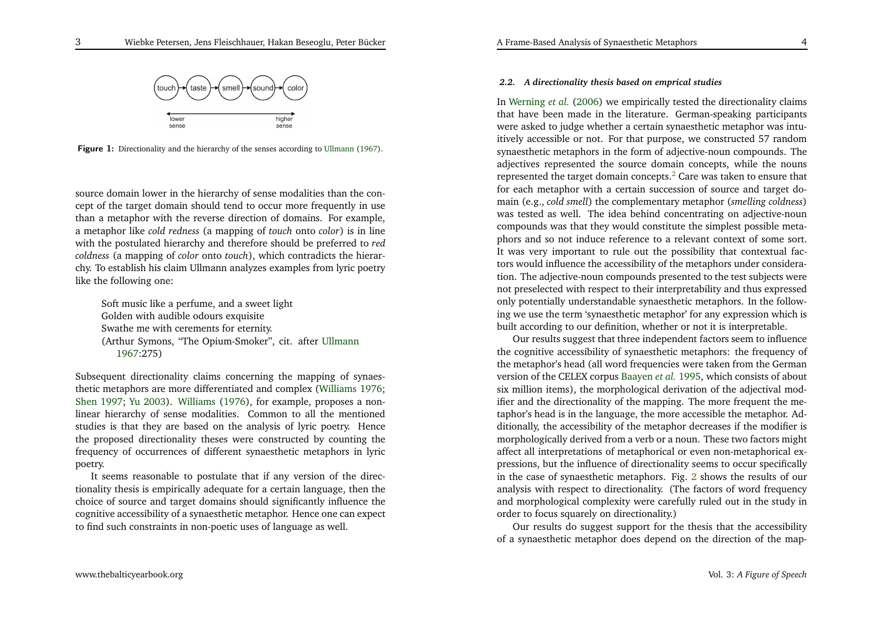touch → taste → smell → sound → color

lower sense ⟷ higher sense

**Figure 1:** Directionality and the hierarchy of the senses according to Ullmann (1967).

source domain lower in the hierarchy of sense modalities than the concept of the target domain should tend to occur more frequently in use than a metaphor with the reverse direction of domains. For example, a metaphor like *cold redness* (a mapping of *touch* onto *color*) is in line with the postulated hierarchy and therefore should be preferred to *red coldness* (a mapping of *color* onto *touch*), which contradicts the hierarchy. To establish his claim Ullmann analyzes examples from lyric poetry like the following one:

> Soft music like a perfume, and a sweet light
> Golden with audible odours exquisite
> Swathe me with cerements for eternity.
> (Arthur Symons, "The Opium-Smoker", cit. after Ullmann 1967:275)

Subsequent directionality claims concerning the mapping of synaesthetic metaphors are more differentiated and complex (Williams 1976; Shen 1997; Yu 2003). Williams (1976), for example, proposes a non-linear hierarchy of sense modalities. Common to all the mentioned studies is that they are based on the analysis of lyric poetry. Hence the proposed directionality theses were constructed by counting the frequency of occurrences of different synaesthetic metaphors in lyric poetry.

It seems reasonable to postulate that if any version of the directionality thesis is empirically adequate for a certain language, then the choice of source and target domains should significantly influence the cognitive accessibility of a synaesthetic metaphor. Hence one can expect to find such constraints in non-poetic uses of language as well.

### 2.2. A directionality thesis based on emprical studies

In Werning *et al.* (2006) we empirically tested the directionality claims that have been made in the literature. German-speaking participants were asked to judge whether a certain synaesthetic metaphor was intuitively accessible or not. For that purpose, we constructed 57 random synaesthetic metaphors in the form of adjective-noun compounds. The adjectives represented the source domain concepts, while the nouns represented the target domain concepts.[2] Care was taken to ensure that for each metaphor with a certain succession of source and target domain (e.g., *cold smell*) the complementary metaphor (*smelling coldness*) was tested as well. The idea behind concentrating on adjective-noun compounds was that they would constitute the simplest possible metaphors and so not induce reference to a relevant context of some sort. It was very important to rule out the possibility that contextual factors would influence the accessibility of the metaphors under consideration. The adjective-noun compounds presented to the test subjects were not preselected with respect to their interpretability and thus expressed only potentially understandable synaesthetic metaphors. In the following we use the term 'synaesthetic metaphor' for any expression which is built according to our definition, whether or not it is interpretable.

Our results suggest that three independent factors seem to influence the cognitive accessibility of synaesthetic metaphors: the frequency of the metaphor's head (all word frequencies were taken from the German version of the CELEX corpus Baayen *et al.* 1995, which consists of about six million items), the morphological derivation of the adjectival modifier and the directionality of the mapping. The more frequent the metaphor's head is in the language, the more accessible the metaphor. Additionally, the accessibility of the metaphor decreases if the modifier is morphologically derived from a verb or a noun. These two factors might affect all interpretations of metaphorical or even non-metaphorical expressions, but the influence of directionality seems to occur specifically in the case of synaesthetic metaphors. Fig. 2 shows the results of our analysis with respect to directionality. (The factors of word frequency and morphological complexity were carefully ruled out in the study in order to focus squarely on directionality.)

Our results do suggest support for the thesis that the accessibility of a synaesthetic metaphor does depend on the direction of the map-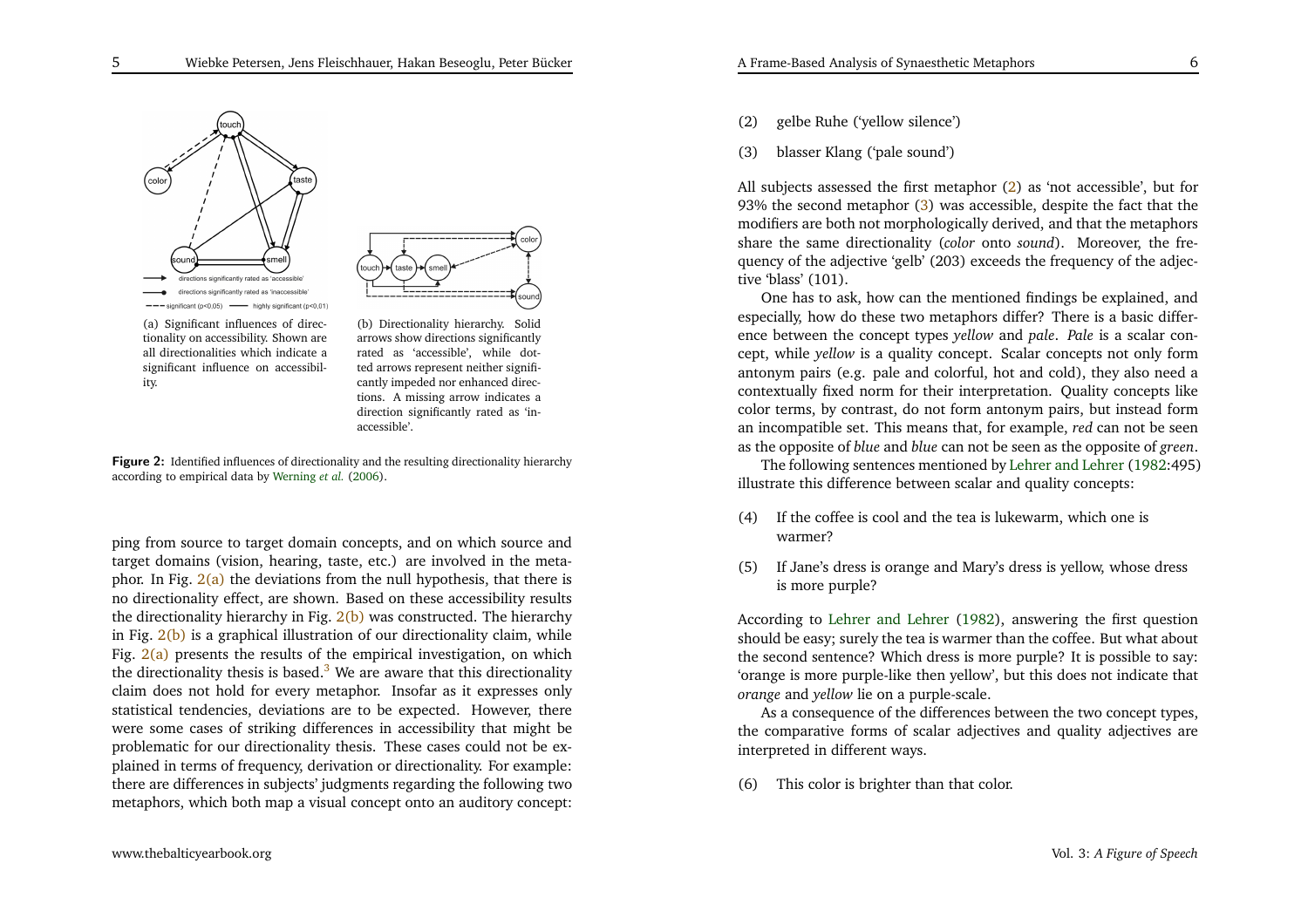(a) Significant influences of directionality on accessibility. Shown are all directionalities which indicate a significant influence on accessibility.

(b) Directionality hierarchy. Solid arrows show directions significantly rated as 'accessible', while dotted arrows represent neither significantly impeded nor enhanced directions. A missing arrow indicates a direction significantly rated as 'inaccessible'.

**Figure 2:** Identified influences of directionality and the resulting directionality hierarchy according to empirical data by Werning *et al.* (2006).

ping from source to target domain concepts, and on which source and target domains (vision, hearing, taste, etc.) are involved in the metaphor. In Fig. 2(a) the deviations from the null hypothesis, that there is no directionality effect, are shown. Based on these accessibility results the directionality hierarchy in Fig. 2(b) was constructed. The hierarchy in Fig. 2(b) is a graphical illustration of our directionality claim, while Fig. 2(a) presents the results of the empirical investigation, on which the directionality thesis is based.[3] We are aware that this directionality claim does not hold for every metaphor. Insofar as it expresses only statistical tendencies, deviations are to be expected. However, there were some cases of striking differences in accessibility that might be problematic for our directionality thesis. These cases could not be explained in terms of frequency, derivation or directionality. For example: there are differences in subjects' judgments regarding the following two metaphors, which both map a visual concept onto an auditory concept:

(2) gelbe Ruhe ('yellow silence')

(3) blasser Klang ('pale sound')

All subjects assessed the first metaphor (2) as 'not accessible', but for 93% the second metaphor (3) was accessible, despite the fact that the modifiers are both not morphologically derived, and that the metaphors share the same directionality (*color* onto *sound*). Moreover, the frequency of the adjective 'gelb' (203) exceeds the frequency of the adjective 'blass' (101).

One has to ask, how can the mentioned findings be explained, and especially, how do these two metaphors differ? There is a basic difference between the concept types *yellow* and *pale*. *Pale* is a scalar concept, while *yellow* is a quality concept. Scalar concepts not only form antonym pairs (e.g. pale and colorful, hot and cold), they also need a contextually fixed norm for their interpretation. Quality concepts like color terms, by contrast, do not form antonym pairs, but instead form an incompatible set. This means that, for example, *red* can not be seen as the opposite of *blue* and *blue* can not be seen as the opposite of *green*.

The following sentences mentioned by Lehrer and Lehrer (1982:495) illustrate this difference between scalar and quality concepts:

(4) If the coffee is cool and the tea is lukewarm, which one is warmer?

(5) If Jane's dress is orange and Mary's dress is yellow, whose dress is more purple?

According to Lehrer and Lehrer (1982), answering the first question should be easy; surely the tea is warmer than the coffee. But what about the second sentence? Which dress is more purple? It is possible to say: 'orange is more purple-like then yellow', but this does not indicate that *orange* and *yellow* lie on a purple-scale.

As a consequence of the differences between the two concept types, the comparative forms of scalar adjectives and quality adjectives are interpreted in different ways.

(6) This color is brighter than that color.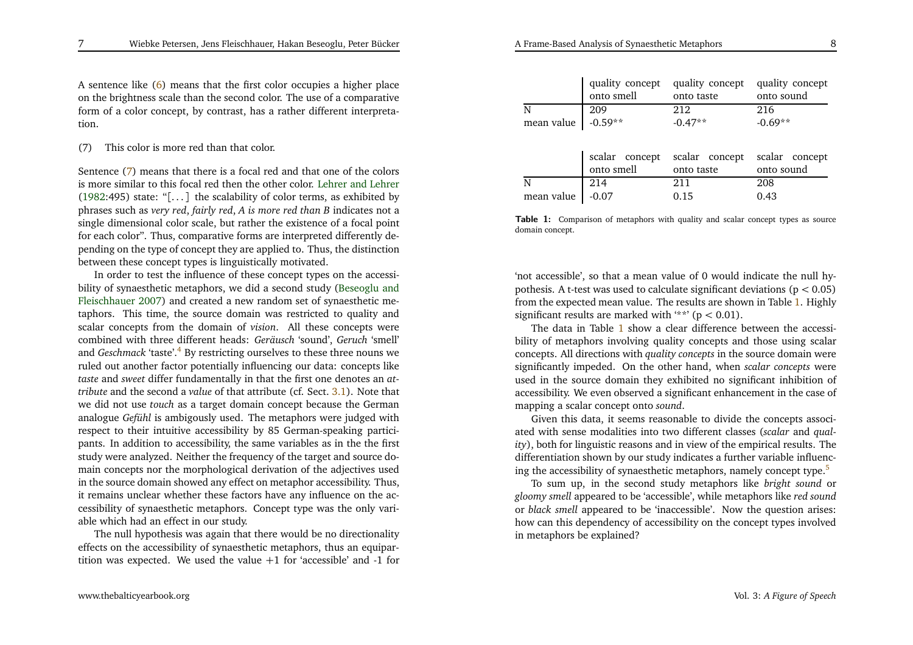A sentence like (6) means that the first color occupies a higher place on the brightness scale than the second color. The use of a comparative form of a color concept, by contrast, has a rather different interpretation.

(7) This color is more red than that color.

Sentence (7) means that there is a focal red and that one of the colors is more similar to this focal red then the other color. Lehrer and Lehrer (1982:495) state: "[...] the scalability of color terms, as exhibited by phrases such as *very red*, *fairly red*, *A is more red than B* indicates not a single dimensional color scale, but rather the existence of a focal point for each color". Thus, comparative forms are interpreted differently depending on the type of concept they are applied to. Thus, the distinction between these concept types is linguistically motivated.

In order to test the influence of these concept types on the accessibility of synaesthetic metaphors, we did a second study (Beseoglu and Fleischhauer 2007) and created a new random set of synaesthetic metaphors. This time, the source domain was restricted to quality and scalar concepts from the domain of *vision*. All these concepts were combined with three different heads: *Geräusch* 'sound', *Geruch* 'smell' and *Geschmack* 'taste'.[4] By restricting ourselves to these three nouns we ruled out another factor potentially influencing our data: concepts like *taste* and *sweet* differ fundamentally in that the first one denotes an *attribute* and the second a *value* of that attribute (cf. Sect. 3.1). Note that we did not use *touch* as a target domain concept because the German analogue *Gefühl* is ambiguously used. The metaphors were judged with respect to their intuitive accessibility by 85 German-speaking participants. In addition to accessibility, the same variables as in the the first study were analyzed. Neither the frequency of the target and source domain concepts nor the morphological derivation of the adjectives used in the source domain showed any effect on metaphor accessibility. Thus, it remains unclear whether these factors have any influence on the accessibility of synaesthetic metaphors. Concept type was the only variable which had an effect in our study.

The null hypothesis was again that there would be no directionality effects on the accessibility of synaesthetic metaphors, thus an equipartition was expected. We used the value +1 for 'accessible' and -1 for 'not accessible', so that a mean value of 0 would indicate the null hypothesis. A t-test was used to calculate significant deviations ($p < 0.05$) from the expected mean value. The results are shown in Table 1. Highly significant results are marked with '**' ($p < 0.01$).

| | quality concept onto smell | quality concept onto taste | quality concept onto sound |
|---|---|---|---|
| N | 209 | 212 | 216 |
| mean value | -0.59** | -0.47** | -0.69** |

| | scalar concept onto smell | scalar concept onto taste | scalar concept onto sound |
|---|---|---|---|
| N | 214 | 211 | 208 |
| mean value | -0.07 | 0.15 | 0.43 |

**Table 1:** Comparison of metaphors with quality and scalar concept types as source domain concept.

The data in Table 1 show a clear difference between the accessibility of metaphors involving quality concepts and those using scalar concepts. All directions with *quality concepts* in the source domain were significantly impeded. On the other hand, when *scalar concepts* were used in the source domain they exhibited no significant inhibition of accessibility. We even observed a significant enhancement in the case of mapping a scalar concept onto *sound*.

Given this data, it seems reasonable to divide the concepts associated with sense modalities into two different classes (*scalar* and *quality*), both for linguistic reasons and in view of the empirical results. The differentiation shown by our study indicates a further variable influencing the accessibility of synaesthetic metaphors, namely concept type.[5]

To sum up, in the second study metaphors like *bright sound* or *gloomy smell* appeared to be 'accessible', while metaphors like *red sound* or *black smell* appeared to be 'inaccessible'. Now the question arises: how can this dependency of accessibility on the concept types involved in metaphors be explained?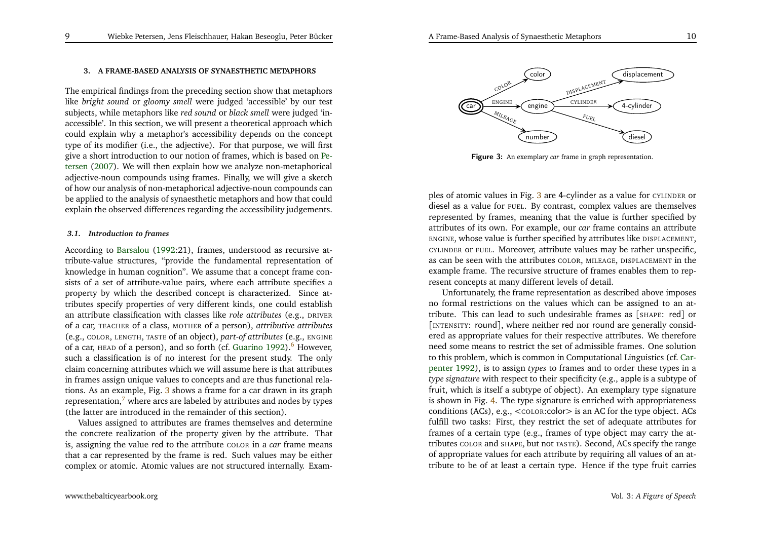### 3. A FRAME-BASED ANALYSIS OF SYNAESTHETIC METAPHORS

The empirical findings from the preceding section show that metaphors like *bright sound* or *gloomy smell* were judged 'accessible' by our test subjects, while metaphors like *red sound* or *black smell* were judged 'inaccessible'. In this section, we will present a theoretical approach which could explain why a metaphor's accessibility depends on the concept type of its modifier (i.e., the adjective). For that purpose, we will first give a short introduction to our notion of frames, which is based on Petersen (2007). We will then explain how we analyze non-metaphorical adjective-noun compounds using frames. Finally, we will give a sketch of how our analysis of non-metaphorical adjective-noun compounds can be applied to the analysis of synaesthetic metaphors and how that could explain the observed differences regarding the accessibility judgements.

#### 3.1. Introduction to frames

According to Barsalou (1992:21), frames, understood as recursive attribute-value structures, "provide the fundamental representation of knowledge in human cognition". We assume that a concept frame consists of a set of attribute-value pairs, where each attribute specifies a property by which the described concept is characterized. Since attributes specify properties of very different kinds, one could establish an attribute classification with classes like *role attributes* (e.g., DRIVER of a car, TEACHER of a class, MOTHER of a person), *attributive attributes* (e.g., COLOR, LENGTH, TASTE of an object), *part-of attributes* (e.g., ENGINE of a car, HEAD of a person), and so forth (cf. Guarino 1992).[6] However, such a classification is of no interest for the present study. The only claim concerning attributes which we will assume here is that attributes in frames assign unique values to concepts and are thus functional relations. As an example, Fig. 3 shows a frame for a car drawn in its graph representation,[7] where arcs are labeled by attributes and nodes by types (the latter are introduced in the remainder of this section).

Values assigned to attributes are frames themselves and determine the concrete realization of the property given by the attribute. That is, assigning the value red to the attribute COLOR in a *car* frame means that a car represented by the frame is red. Such values may be either complex or atomic. Atomic values are not structured internally. Examples of atomic values in Fig. 3 are 4-cylinder as a value for CYLINDER or diesel as a value for FUEL. By contrast, complex values are themselves represented by frames, meaning that the value is further specified by attributes of its own. For example, our *car* frame contains an attribute ENGINE, whose value is further specified by attributes like DISPLACEMENT, CYLINDER or FUEL. Moreover, attribute values may be rather unspecific, as can be seen with the attributes COLOR, MILEAGE, DISPLACEMENT in the example frame. The recursive structure of frames enables them to represent concepts at many different levels of detail.

**Figure 3:** An exemplary *car* frame in graph representation.

Unfortunately, the frame representation as described above imposes no formal restrictions on the values which can be assigned to an attribute. This can lead to such undesirable frames as [SHAPE: red] or [INTENSITY: round], where neither red nor round are generally considered as appropriate values for their respective attributes. We therefore need some means to restrict the set of admissible frames. One solution to this problem, which is common in Computational Linguistics (cf. Carpenter 1992), is to assign *types* to frames and to order these types in a *type signature* with respect to their specificity (e.g., apple is a subtype of fruit, which is itself a subtype of object). An exemplary type signature is shown in Fig. 4. The type signature is enriched with appropriateness conditions (ACs), e.g., <COLOR:color> is an AC for the type object. ACs fulfill two tasks: First, they restrict the set of adequate attributes for frames of a certain type (e.g., frames of type object may carry the attributes COLOR and SHAPE, but not TASTE). Second, ACs specify the range of appropriate values for each attribute by requiring all values of an attribute to be of at least a certain type. Hence if the type fruit carries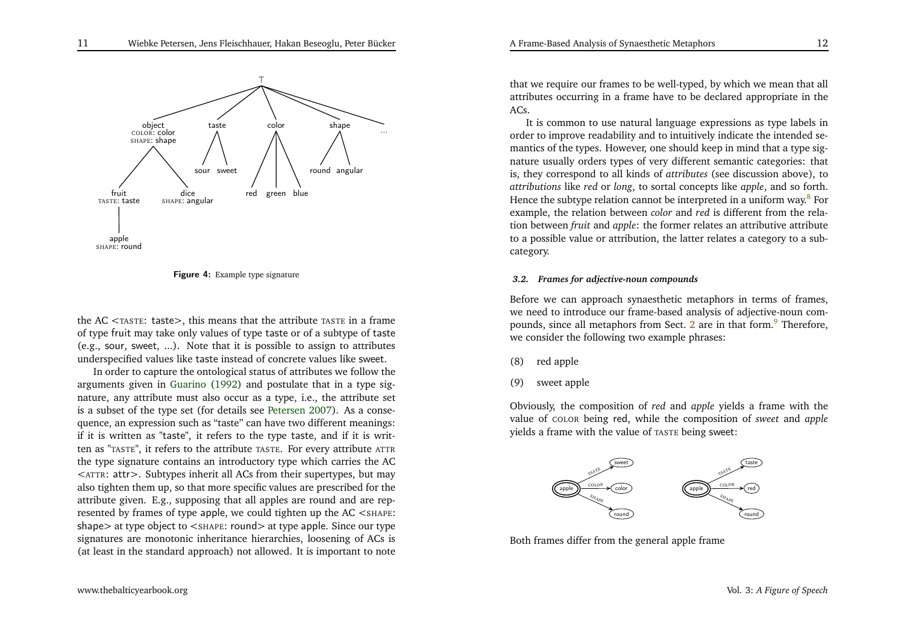**Figure 4:** Example type signature

the AC <TASTE: taste>, this means that the attribute TASTE in a frame of type fruit may take only values of type taste or of a subtype of taste (e.g., sour, sweet, ...). Note that it is possible to assign to attributes underspecified values like taste instead of concrete values like sweet.

In order to capture the ontological status of attributes we follow the arguments given in Guarino (1992) and postulate that in a type signature, any attribute must also occur as a type, i.e., the attribute set is a subset of the type set (for details see Petersen 2007). As a consequence, an expression such as "taste" can have two different meanings: if it is written as "taste", it refers to the type taste, and if it is written as "TASTE", it refers to the attribute TASTE. For every attribute ATTR the type signature contains an introductory type which carries the AC <ATTR: attr>. Subtypes inherit all ACs from their supertypes, but may also tighten them up, so that more specific values are prescribed for the attribute given. E.g., supposing that all apples are round and are represented by frames of type apple, we could tighten up the AC <SHAPE: shape> at type object to <SHAPE: round> at type apple. Since our type signatures are monotonic inheritance hierarchies, loosening of ACs is (at least in the standard approach) not allowed. It is important to note that we require our frames to be well-typed, by which we mean that all attributes occurring in a frame have to be declared appropriate in the ACs.

It is common to use natural language expressions as type labels in order to improve readability and to intuitively indicate the intended semantics of the types. However, one should keep in mind that a type signature usually orders types of very different semantic categories: that is, they correspond to all kinds of *attributes* (see discussion above), to *attributions* like *red* or *long*, to sortal concepts like *apple*, and so forth. Hence the subtype relation cannot be interpreted in a uniform way.[8] For example, the relation between *color* and *red* is different from the relation between *fruit* and *apple*: the former relates an attributive attribute to a possible value or attribution, the latter relates a category to a subcategory.

### *3.2. Frames for adjective-noun compounds*

Before we can approach synaesthetic metaphors in terms of frames, we need to introduce our frame-based analysis of adjective-noun compounds, since all metaphors from Sect. 2 are in that form.[9] Therefore, we consider the following two example phrases:

(8) red apple

(9) sweet apple

Obviously, the composition of *red* and *apple* yields a frame with the value of COLOR being red, while the composition of *sweet* and *apple* yields a frame with the value of TASTE being sweet:

Both frames differ from the general apple frame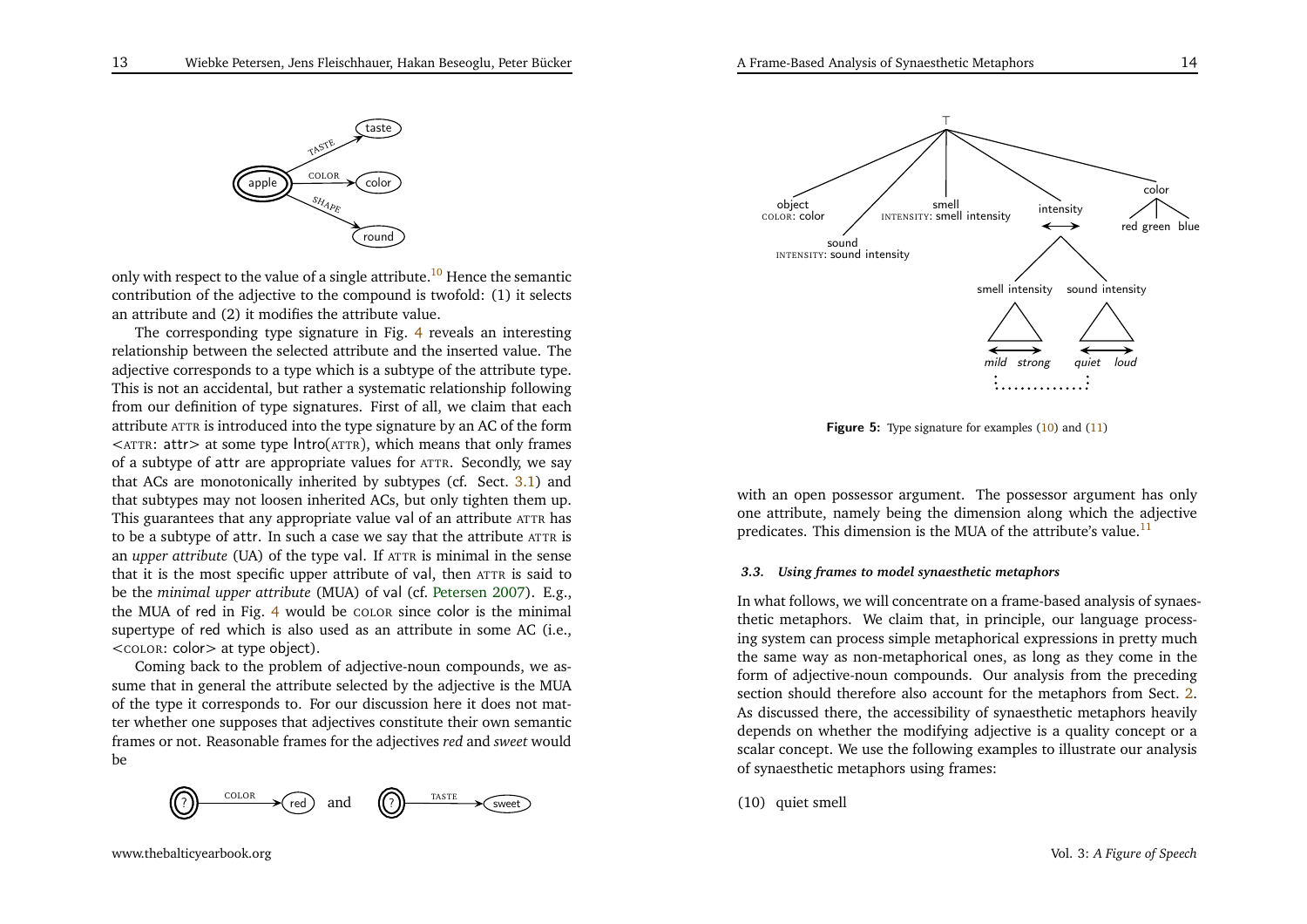only with respect to the value of a single attribute.[10] Hence the semantic contribution of the adjective to the compound is twofold: (1) it selects an attribute and (2) it modifies the attribute value.

The corresponding type signature in Fig. 4 reveals an interesting relationship between the selected attribute and the inserted value. The adjective corresponds to a type which is a subtype of the attribute type. This is not an accidental, but rather a systematic relationship following from our definition of type signatures. First of all, we claim that each attribute ATTR is introduced into the type signature by an AC of the form <ATTR: attr> at some type Intro(ATTR), which means that only frames of a subtype of attr are appropriate values for ATTR. Secondly, we say that ACs are monotonically inherited by subtypes (cf. Sect. 3.1) and that subtypes may not loosen inherited ACs, but only tighten them up. This guarantees that any appropriate value val of an attribute ATTR has to be a subtype of attr. In such a case we say that the attribute ATTR is an *upper attribute* (UA) of the type val. If ATTR is minimal in the sense that it is the most specific upper attribute of val, then ATTR is said to be the *minimal upper attribute* (MUA) of val (cf. Petersen 2007). E.g., the MUA of red in Fig. 4 would be COLOR since color is the minimal supertype of red which is also used as an attribute in some AC (i.e., <COLOR: color> at type object).

Coming back to the problem of adjective-noun compounds, we assume that in general the attribute selected by the adjective is the MUA of the type it corresponds to. For our discussion here it does not matter whether one supposes that adjectives constitute their own semantic frames or not. Reasonable frames for the adjectives *red* and *sweet* would be

? —COLOR→ red and ? —TASTE→ sweet

Figure 5: Type signature for examples (10) and (11)

with an open possessor argument. The possessor argument has only one attribute, namely being the dimension along which the adjective predicates. This dimension is the MUA of the attribute's value.[11]

### 3.3. Using frames to model synaesthetic metaphors

In what follows, we will concentrate on a frame-based analysis of synaesthetic metaphors. We claim that, in principle, our language processing system can process simple metaphorical expressions in pretty much the same way as non-metaphorical ones, as long as they come in the form of adjective-noun compounds. Our analysis from the preceding section should therefore also account for the metaphors from Sect. 2. As discussed there, the accessibility of synaesthetic metaphors heavily depends on whether the modifying adjective is a quality concept or a scalar concept. We use the following examples to illustrate our analysis of synaesthetic metaphors using frames:

(10) quiet smell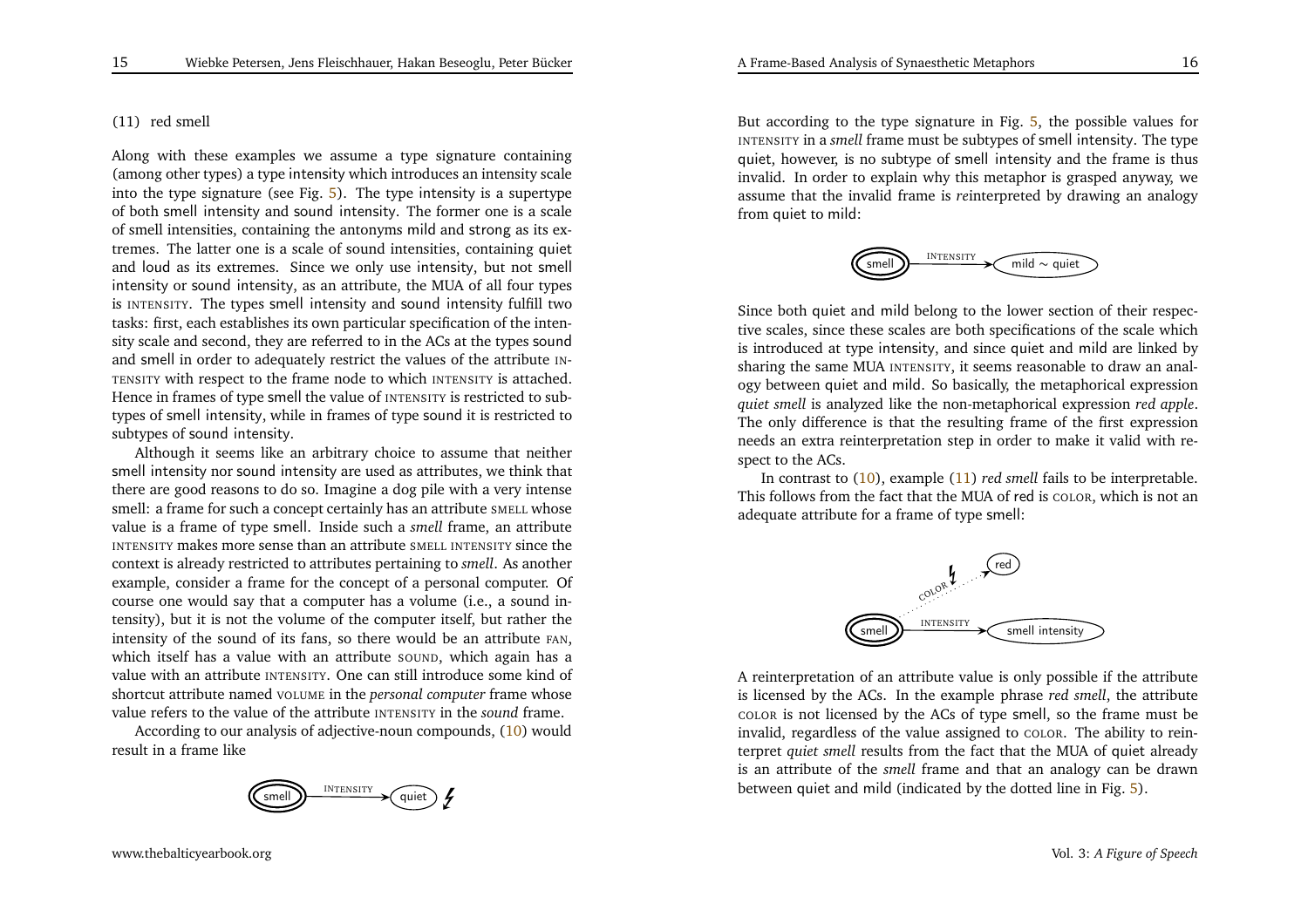(11) red smell

Along with these examples we assume a type signature containing (among other types) a type intensity which introduces an intensity scale into the type signature (see Fig. 5). The type intensity is a supertype of both smell intensity and sound intensity. The former one is a scale of smell intensities, containing the antonyms mild and strong as its extremes. The latter one is a scale of sound intensities, containing quiet and loud as its extremes. Since we only use intensity, but not smell intensity or sound intensity, as an attribute, the MUA of all four types is INTENSITY. The types smell intensity and sound intensity fulfill two tasks: first, each establishes its own particular specification of the intensity scale and second, they are referred to in the ACs at the types sound and smell in order to adequately restrict the values of the attribute INTENSITY with respect to the frame node to which INTENSITY is attached. Hence in frames of type smell the value of INTENSITY is restricted to subtypes of smell intensity, while in frames of type sound it is restricted to subtypes of sound intensity.

Although it seems like an arbitrary choice to assume that neither smell intensity nor sound intensity are used as attributes, we think that there are good reasons to do so. Imagine a dog pile with a very intense smell: a frame for such a concept certainly has an attribute SMELL whose value is a frame of type smell. Inside such a *smell* frame, an attribute INTENSITY makes more sense than an attribute SMELL INTENSITY since the context is already restricted to attributes pertaining to *smell*. As another example, consider a frame for the concept of a personal computer. Of course one would say that a computer has a volume (i.e., a sound intensity), but it is not the volume of the computer itself, but rather the intensity of the sound of its fans, so there would be an attribute FAN, which itself has a value with an attribute SOUND, which again has a value with an attribute INTENSITY. One can still introduce some kind of shortcut attribute named VOLUME in the *personal computer* frame whose value refers to the value of the attribute INTENSITY in the *sound* frame.

According to our analysis of adjective-noun compounds, (10) would result in a frame like

smell —INTENSITY→ quiet ↯

But according to the type signature in Fig. 5, the possible values for INTENSITY in a *smell* frame must be subtypes of smell intensity. The type quiet, however, is no subtype of smell intensity and the frame is thus invalid. In order to explain why this metaphor is grasped anyway, we assume that the invalid frame is *re*interpreted by drawing an analogy from quiet to mild:

smell —INTENSITY→ mild ∼ quiet

Since both quiet and mild belong to the lower section of their respective scales, since these scales are both specifications of the scale which is introduced at type intensity, and since quiet and mild are linked by sharing the same MUA INTENSITY, it seems reasonable to draw an analogy between quiet and mild. So basically, the metaphorical expression *quiet smell* is analyzed like the non-metaphorical expression *red apple*. The only difference is that the resulting frame of the first expression needs an extra reinterpretation step in order to make it valid with respect to the ACs.

In contrast to (10), example (11) *red smell* fails to be interpretable. This follows from the fact that the MUA of red is COLOR, which is not an adequate attribute for a frame of type smell:

smell ···COLOR ↯···→ red
smell —INTENSITY→ smell intensity

A reinterpretation of an attribute value is only possible if the attribute is licensed by the ACs. In the example phrase *red smell*, the attribute COLOR is not licensed by the ACs of type smell, so the frame must be invalid, regardless of the value assigned to COLOR. The ability to reinterpret *quiet smell* results from the fact that the MUA of quiet already is an attribute of the *smell* frame and that an analogy can be drawn between quiet and mild (indicated by the dotted line in Fig. 5).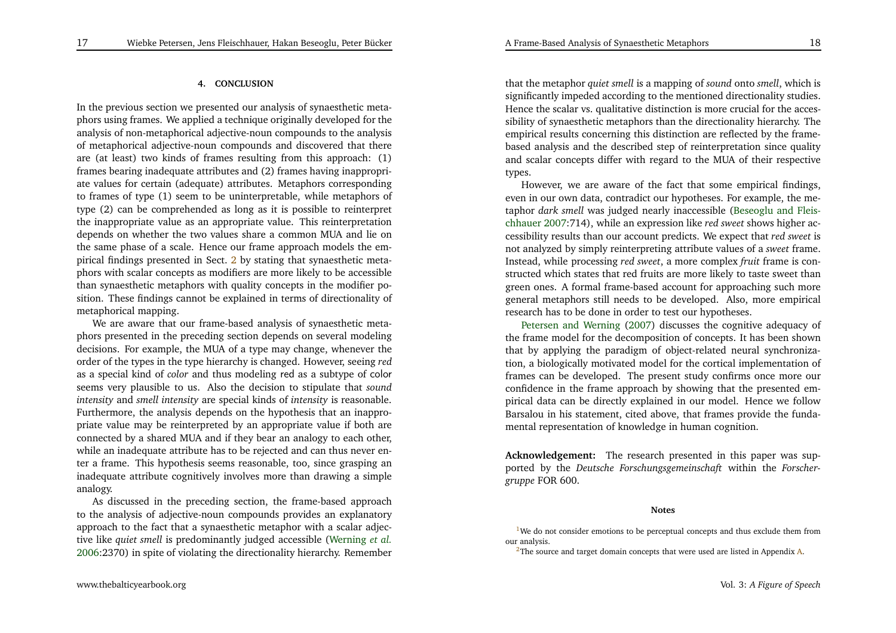### 4. CONCLUSION

In the previous section we presented our analysis of synaesthetic metaphors using frames. We applied a technique originally developed for the analysis of non-metaphorical adjective-noun compounds to the analysis of metaphorical adjective-noun compounds and discovered that there are (at least) two kinds of frames resulting from this approach: (1) frames bearing inadequate attributes and (2) frames having inappropriate values for certain (adequate) attributes. Metaphors corresponding to frames of type (1) seem to be uninterpretable, while metaphors of type (2) can be comprehended as long as it is possible to reinterpret the inappropriate value as an appropriate value. This reinterpretation depends on whether the two values share a common MUA and lie on the same phase of a scale. Hence our frame approach models the empirical findings presented in Sect. 2 by stating that synaesthetic metaphors with scalar concepts as modifiers are more likely to be accessible than synaesthetic metaphors with quality concepts in the modifier position. These findings cannot be explained in terms of directionality of metaphorical mapping.

We are aware that our frame-based analysis of synaesthetic metaphors presented in the preceding section depends on several modeling decisions. For example, the MUA of a type may change, whenever the order of the types in the type hierarchy is changed. However, seeing *red* as a special kind of *color* and thus modeling red as a subtype of color seems very plausible to us. Also the decision to stipulate that *sound intensity* and *smell intensity* are special kinds of *intensity* is reasonable. Furthermore, the analysis depends on the hypothesis that an inappropriate value may be reinterpreted by an appropriate value if both are connected by a shared MUA and if they bear an analogy to each other, while an inadequate attribute has to be rejected and can thus never enter a frame. This hypothesis seems reasonable, too, since grasping an inadequate attribute cognitively involves more than drawing a simple analogy.

As discussed in the preceding section, the frame-based approach to the analysis of adjective-noun compounds provides an explanatory approach to the fact that a synaesthetic metaphor with a scalar adjective like *quiet smell* is predominantly judged accessible (Werning *et al.* 2006:2370) in spite of violating the directionality hierarchy. Remember that the metaphor *quiet smell* is a mapping of *sound* onto *smell*, which is significantly impeded according to the mentioned directionality studies. Hence the scalar vs. qualitative distinction is more crucial for the accessibility of synaesthetic metaphors than the directionality hierarchy. The empirical results concerning this distinction are reflected by the frame-based analysis and the described step of reinterpretation since quality and scalar concepts differ with regard to the MUA of their respective types.

However, we are aware of the fact that some empirical findings, even in our own data, contradict our hypotheses. For example, the metaphor *dark smell* was judged nearly inaccessible (Beseoglu and Fleischhauer 2007:714), while an expression like *red sweet* shows higher accessibility results than our account predicts. We expect that *red sweet* is not analyzed by simply reinterpreting attribute values of a *sweet* frame. Instead, while processing *red sweet*, a more complex *fruit* frame is constructed which states that red fruits are more likely to taste sweet than green ones. A formal frame-based account for approaching such more general metaphors still needs to be developed. Also, more empirical research has to be done in order to test our hypotheses.

Petersen and Werning (2007) discusses the cognitive adequacy of the frame model for the decomposition of concepts. It has been shown that by applying the paradigm of object-related neural synchronization, a biologically motivated model for the cortical implementation of frames can be developed. The present study confirms once more our confidence in the frame approach by showing that the presented empirical data can be directly explained in our model. Hence we follow Barsalou in his statement, cited above, that frames provide the fundamental representation of knowledge in human cognition.

**Acknowledgement:** The research presented in this paper was supported by the *Deutsche Forschungsgemeinschaft* within the *Forschergruppe* FOR 600.

#### Notes

[1] We do not consider emotions to be perceptual concepts and thus exclude them from our analysis.

[2] The source and target domain concepts that were used are listed in Appendix A.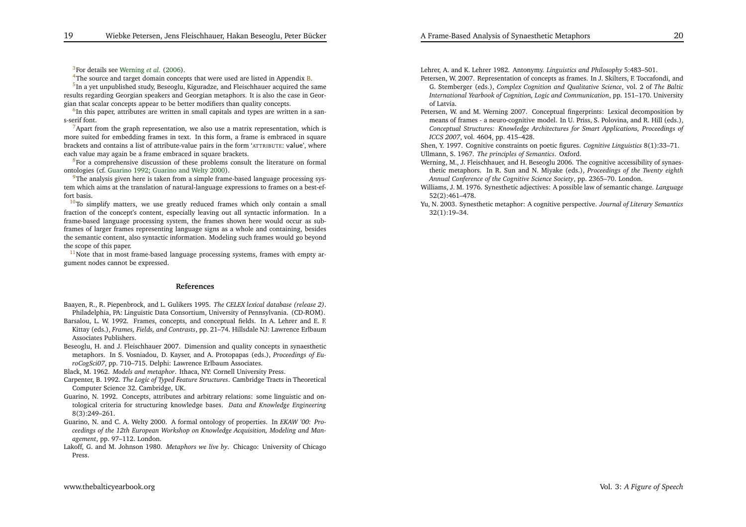[3]For details see Werning *et al.* (2006).

[4]The source and target domain concepts that were used are listed in Appendix B.

[5]In a yet unpublished study, Beseoglu, Kiguradze, and Fleischhauer acquired the same results regarding Georgian speakers and Georgian metaphors. It is also the case in Georgian that scalar concepts appear to be better modifiers than quality concepts.

[6]In this paper, attributes are written in small capitals and types are written in a sans-serif font.

[7]Apart from the graph representation, we also use a matrix representation, which is more suited for embedding frames in text. In this form, a frame is embraced in square brackets and contains a list of attribute-value pairs in the form 'ATTRIBUTE: value', where each value may again be a frame embraced in square brackets.

[8]For a comprehensive discussion of these problems consult the literature on formal ontologies (cf. Guarino 1992; Guarino and Welty 2000).

[9]The analysis given here is taken from a simple frame-based language processing system which aims at the translation of natural-language expressions to frames on a best-effort basis.

[10]To simplify matters, we use greatly reduced frames which only contain a small fraction of the concept's content, especially leaving out all syntactic information. In a frame-based language processing system, the frames shown here would occur as subframes of larger frames representing language signs as a whole and containing, besides the semantic content, also syntactic information. Modeling such frames would go beyond the scope of this paper.

[11]Note that in most frame-based language processing systems, frames with empty argument nodes cannot be expressed.

## References

Baayen, R., R. Piepenbrock, and L. Gulikers 1995. *The CELEX lexical database (release 2)*. Philadelphia, PA: Linguistic Data Consortium, University of Pennsylvania. (CD-ROM).

Barsalou, L. W. 1992. Frames, concepts, and conceptual fields. In A. Lehrer and E. F. Kittay (eds.), *Frames, Fields, and Contrasts*, pp. 21–74. Hillsdale NJ: Lawrence Erlbaum Associates Publishers.

Beseoglu, H. and J. Fleischhauer 2007. Dimension and quality concepts in synaesthetic metaphors. In S. Vosniadou, D. Kayser, and A. Protopapas (eds.), *Proceedings of EuroCogSci07*, pp. 710–715. Delphi: Lawrence Erlbaum Associates.

Black, M. 1962. *Models and metaphor*. Ithaca, NY: Cornell University Press.

Carpenter, B. 1992. *The Logic of Typed Feature Structures*. Cambridge Tracts in Theoretical Computer Science 32. Cambridge, UK.

Guarino, N. 1992. Concepts, attributes and arbitrary relations: some linguistic and ontological criteria for structuring knowledge bases. *Data and Knowledge Engineering* 8(3):249–261.

Guarino, N. and C. A. Welty 2000. A formal ontology of properties. In *EKAW '00: Proceedings of the 12th European Workshop on Knowledge Acquisition, Modeling and Management*, pp. 97–112. London.

Lakoff, G. and M. Johnson 1980. *Metaphors we live by*. Chicago: University of Chicago Press.

Lehrer, A. and K. Lehrer 1982. Antonymy. *Linguistics and Philosophy* 5:483–501.

Petersen, W. 2007. Representation of concepts as frames. In J. Skilters, F. Toccafondi, and G. Stemberger (eds.), *Complex Cognition and Qualitative Science*, vol. 2 of *The Baltic International Yearbook of Cognition, Logic and Communication*, pp. 151–170. University of Latvia.

Petersen, W. and M. Werning 2007. Conceptual fingerprints: Lexical decomposition by means of frames - a neuro-cognitive model. In U. Priss, S. Polovina, and R. Hill (eds.), *Conceptual Structures: Knowledge Architectures for Smart Applications, Proceedings of ICCS 2007*, vol. 4604, pp. 415–428.

Shen, Y. 1997. Cognitive constraints on poetic figures. *Cognitive Linguistics* 8(1):33–71.

Ullmann, S. 1967. *The principles of Semantics*. Oxford.

Werning, M., J. Fleischhauer, and H. Beseoglu 2006. The cognitive accessibility of synaesthetic metaphors. In R. Sun and N. Miyake (eds.), *Proceedings of the Twenty eighth Annual Conference of the Cognitive Science Society*, pp. 2365–70. London.

Williams, J. M. 1976. Synesthetic adjectives: A possible law of semantic change. *Language* 52(2):461–478.

Yu, N. 2003. Synesthetic metaphor: A cognitive perspective. *Journal of Literary Semantics* 32(1):19–34.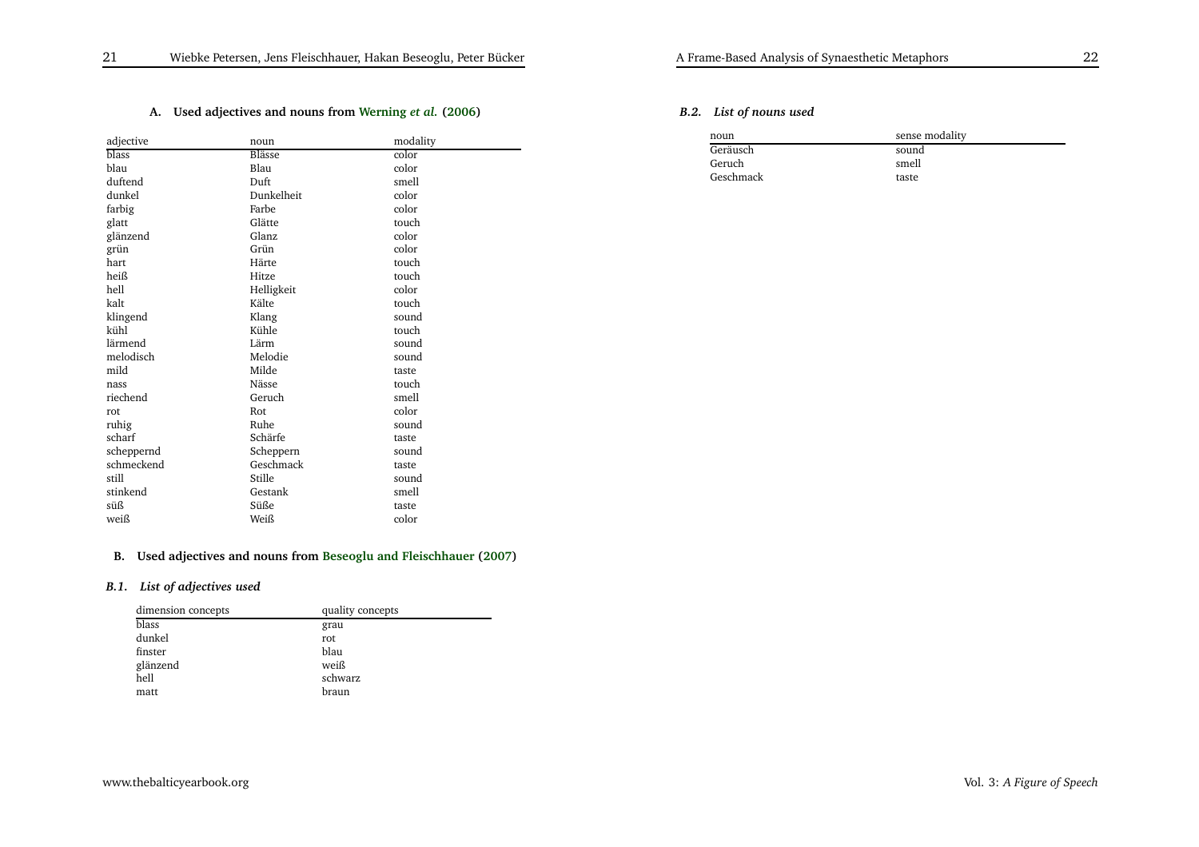## A. Used adjectives and nouns from Werning *et al.* (2006)

| adjective | noun | modality |
|---|---|---|
| blass | Blässe | color |
| blau | Blau | color |
| duftend | Duft | smell |
| dunkel | Dunkelheit | color |
| farbig | Farbe | color |
| glatt | Glätte | touch |
| glänzend | Glanz | color |
| grün | Grün | color |
| hart | Härte | touch |
| heiß | Hitze | touch |
| hell | Helligkeit | color |
| kalt | Kälte | touch |
| klingend | Klang | sound |
| kühl | Kühle | touch |
| lärmend | Lärm | sound |
| melodisch | Melodie | sound |
| mild | Milde | taste |
| nass | Nässe | touch |
| riechend | Geruch | smell |
| rot | Rot | color |
| ruhig | Ruhe | sound |
| scharf | Schärfe | taste |
| scheppernd | Scheppern | sound |
| schmeckend | Geschmack | taste |
| still | Stille | sound |
| stinkend | Gestank | smell |
| süß | Süße | taste |
| weiß | Weiß | color |

## B. Used adjectives and nouns from Beseoglu and Fleischhauer (2007)

### *B.1. List of adjectives used*

| dimension concepts | quality concepts |
|---|---|
| blass | grau |
| dunkel | rot |
| finster | blau |
| glänzend | weiß |
| hell | schwarz |
| matt | braun |

### *B.2. List of nouns used*

| noun | sense modality |
|---|---|
| Geräusch | sound |
| Geruch | smell |
| Geschmack | taste |